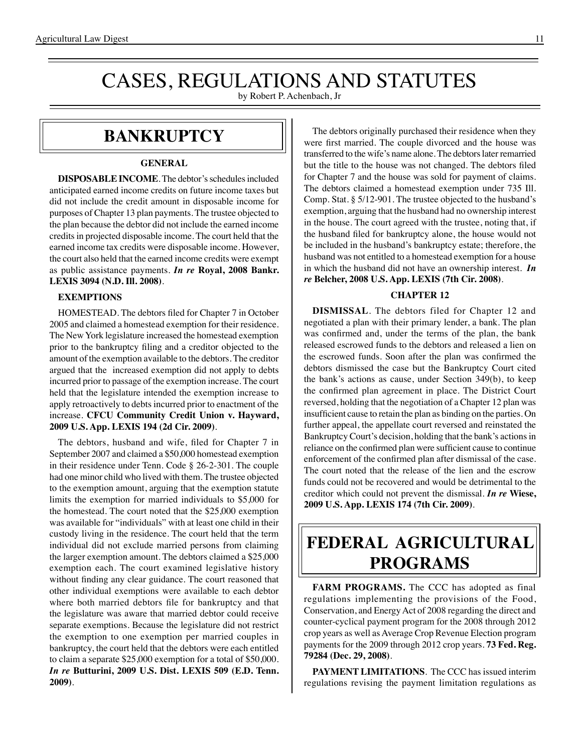# CASES, REGULATIONS AND STATUTES

by Robert P. Achenbach, Jr

## BANKRUPTCY

### GENERAL

**DISPOSABLE INCOME**. The debtor's schedules included anticipated earned income credits on future income taxes but did not include the credit amount in disposable income for purposes of Chapter 13 plan payments. The trustee objected to the plan because the debtor did not include the earned income credits in projected disposable income. The court held that the earned income tax credits were disposable income. However, the court also held that the earned income credits were exempt as public assistance payments. ***In re* Royal, 2008 Bankr. LEXIS 3094 (N.D. Ill. 2008)**.

### EXEMPTIONS

HOMESTEAD. The debtors filed for Chapter 7 in October 2005 and claimed a homestead exemption for their residence. The New York legislature increased the homestead exemption prior to the bankruptcy filing and a creditor objected to the amount of the exemption available to the debtors. The creditor argued that the increased exemption did not apply to debts incurred prior to passage of the exemption increase. The court held that the legislature intended the exemption increase to apply retroactively to debts incurred prior to enactment of the increase. **CFCU Community Credit Union v. Hayward, 2009 U.S. App. LEXIS 194 (2d Cir. 2009)**.

The debtors, husband and wife, filed for Chapter 7 in September 2007 and claimed a $50,000 homestead exemption in their residence under Tenn. Code § 26-2-301. The couple had one minor child who lived with them. The trustee objected to the exemption amount, arguing that the exemption statute limits the exemption for married individuals to $5,000 for the homestead. The court noted that the $25,000 exemption was available for "individuals" with at least one child in their custody living in the residence. The court held that the term individual did not exclude married persons from claiming the larger exemption amount. The debtors claimed a $25,000 exemption each. The court examined legislative history without finding any clear guidance. The court reasoned that other individual exemptions were available to each debtor where both married debtors file for bankruptcy and that the legislature was aware that married debtor could receive separate exemptions. Because the legislature did not restrict the exemption to one exemption per married couples in bankruptcy, the court held that the debtors were each entitled to claim a separate $25,000 exemption for a total of $50,000. ***In re* Butturini, 2009 U.S. Dist. LEXIS 509 (E.D. Tenn. 2009)**.

The debtors originally purchased their residence when they were first married. The couple divorced and the house was transferred to the wife's name alone. The debtors later remarried but the title to the house was not changed. The debtors filed for Chapter 7 and the house was sold for payment of claims. The debtors claimed a homestead exemption under 735 Ill. Comp. Stat. § 5/12-901. The trustee objected to the husband's exemption, arguing that the husband had no ownership interest in the house. The court agreed with the trustee, noting that, if the husband filed for bankruptcy alone, the house would not be included in the husband's bankruptcy estate; therefore, the husband was not entitled to a homestead exemption for a house in which the husband did not have an ownership interest. ***In re* Belcher, 2008 U.S. App. LEXIS (7th Cir. 2008)**.

### CHAPTER 12

**DISMISSAL**. The debtors filed for Chapter 12 and negotiated a plan with their primary lender, a bank. The plan was confirmed and, under the terms of the plan, the bank released escrowed funds to the debtors and released a lien on the escrowed funds. Soon after the plan was confirmed the debtors dismissed the case but the Bankruptcy Court cited the bank's actions as cause, under Section 349(b), to keep the confirmed plan agreement in place. The District Court reversed, holding that the negotiation of a Chapter 12 plan was insufficient cause to retain the plan as binding on the parties. On further appeal, the appellate court reversed and reinstated the Bankruptcy Court's decision, holding that the bank's actions in reliance on the confirmed plan were sufficient cause to continue enforcement of the confirmed plan after dismissal of the case. The court noted that the release of the lien and the escrow funds could not be recovered and would be detrimental to the creditor which could not prevent the dismissal. ***In re* Wiese, 2009 U.S. App. LEXIS 174 (7th Cir. 2009)**.

## FEDERAL AGRICULTURAL PROGRAMS

**FARM PROGRAMS.** The CCC has adopted as final regulations implementing the provisions of the Food, Conservation, and Energy Act of 2008 regarding the direct and counter-cyclical payment program for the 2008 through 2012 crop years as well as Average Crop Revenue Election program payments for the 2009 through 2012 crop years. **73 Fed. Reg. 79284 (Dec. 29, 2008)**.

**PAYMENT LIMITATIONS**. The CCC has issued interim regulations revising the payment limitation regulations as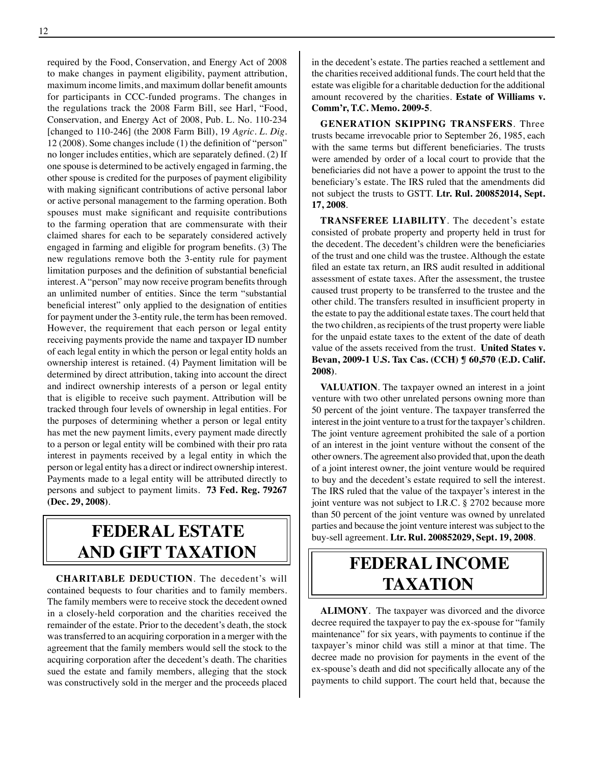required by the Food, Conservation, and Energy Act of 2008 to make changes in payment eligibility, payment attribution, maximum income limits, and maximum dollar benefit amounts for participants in CCC-funded programs. The changes in the regulations track the 2008 Farm Bill, see Harl, "Food, Conservation, and Energy Act of 2008, Pub. L. No. 110-234 [changed to 110-246] (the 2008 Farm Bill), 19 *Agric. L. Dig.* 12 (2008). Some changes include (1) the definition of "person" no longer includes entities, which are separately defined. (2) If one spouse is determined to be actively engaged in farming, the other spouse is credited for the purposes of payment eligibility with making significant contributions of active personal labor or active personal management to the farming operation. Both spouses must make significant and requisite contributions to the farming operation that are commensurate with their claimed shares for each to be separately considered actively engaged in farming and eligible for program benefits. (3) The new regulations remove both the 3-entity rule for payment limitation purposes and the definition of substantial beneficial interest. A "person" may now receive program benefits through an unlimited number of entities. Since the term "substantial beneficial interest" only applied to the designation of entities for payment under the 3-entity rule, the term has been removed. However, the requirement that each person or legal entity receiving payments provide the name and taxpayer ID number of each legal entity in which the person or legal entity holds an ownership interest is retained. (4) Payment limitation will be determined by direct attribution, taking into account the direct and indirect ownership interests of a person or legal entity that is eligible to receive such payment. Attribution will be tracked through four levels of ownership in legal entities. For the purposes of determining whether a person or legal entity has met the new payment limits, every payment made directly to a person or legal entity will be combined with their pro rata interest in payments received by a legal entity in which the person or legal entity has a direct or indirect ownership interest. Payments made to a legal entity will be attributed directly to persons and subject to payment limits. **73 Fed. Reg. 79267 (Dec. 29, 2008)**.

# FEDERAL ESTATE AND GIFT TAXATION

**CHARITABLE DEDUCTION**. The decedent's will contained bequests to four charities and to family members. The family members were to receive stock the decedent owned in a closely-held corporation and the charities received the remainder of the estate. Prior to the decedent's death, the stock was transferred to an acquiring corporation in a merger with the agreement that the family members would sell the stock to the acquiring corporation after the decedent's death. The charities sued the estate and family members, alleging that the stock was constructively sold in the merger and the proceeds placed in the decedent's estate. The parties reached a settlement and the charities received additional funds. The court held that the estate was eligible for a charitable deduction for the additional amount recovered by the charities. **Estate of Williams v. Comm'r, T.C. Memo. 2009-5**.

**GENERATION SKIPPING TRANSFERS**. Three trusts became irrevocable prior to September 26, 1985, each with the same terms but different beneficiaries. The trusts were amended by order of a local court to provide that the beneficiaries did not have a power to appoint the trust to the beneficiary's estate. The IRS ruled that the amendments did not subject the trusts to GSTT. **Ltr. Rul. 200852014, Sept. 17, 2008**.

**TRANSFEREE LIABILITY**. The decedent's estate consisted of probate property and property held in trust for the decedent. The decedent's children were the beneficiaries of the trust and one child was the trustee. Although the estate filed an estate tax return, an IRS audit resulted in additional assessment of estate taxes. After the assessment, the trustee caused trust property to be transferred to the trustee and the other child. The transfers resulted in insufficient property in the estate to pay the additional estate taxes. The court held that the two children, as recipients of the trust property were liable for the unpaid estate taxes to the extent of the date of death value of the assets received from the trust. **United States v. Bevan, 2009-1 U.S. Tax Cas. (CCH) ¶ 60,570 (E.D. Calif. 2008)**.

**VALUATION**. The taxpayer owned an interest in a joint venture with two other unrelated persons owning more than 50 percent of the joint venture. The taxpayer transferred the interest in the joint venture to a trust for the taxpayer's children. The joint venture agreement prohibited the sale of a portion of an interest in the joint venture without the consent of the other owners. The agreement also provided that, upon the death of a joint interest owner, the joint venture would be required to buy and the decedent's estate required to sell the interest. The IRS ruled that the value of the taxpayer's interest in the joint venture was not subject to I.R.C. § 2702 because more than 50 percent of the joint venture was owned by unrelated parties and because the joint venture interest was subject to the buy-sell agreement. **Ltr. Rul. 200852029, Sept. 19, 2008**.

# FEDERAL INCOME TAXATION

**ALIMONY**. The taxpayer was divorced and the divorce decree required the taxpayer to pay the ex-spouse for "family maintenance" for six years, with payments to continue if the taxpayer's minor child was still a minor at that time. The decree made no provision for payments in the event of the ex-spouse's death and did not specifically allocate any of the payments to child support. The court held that, because the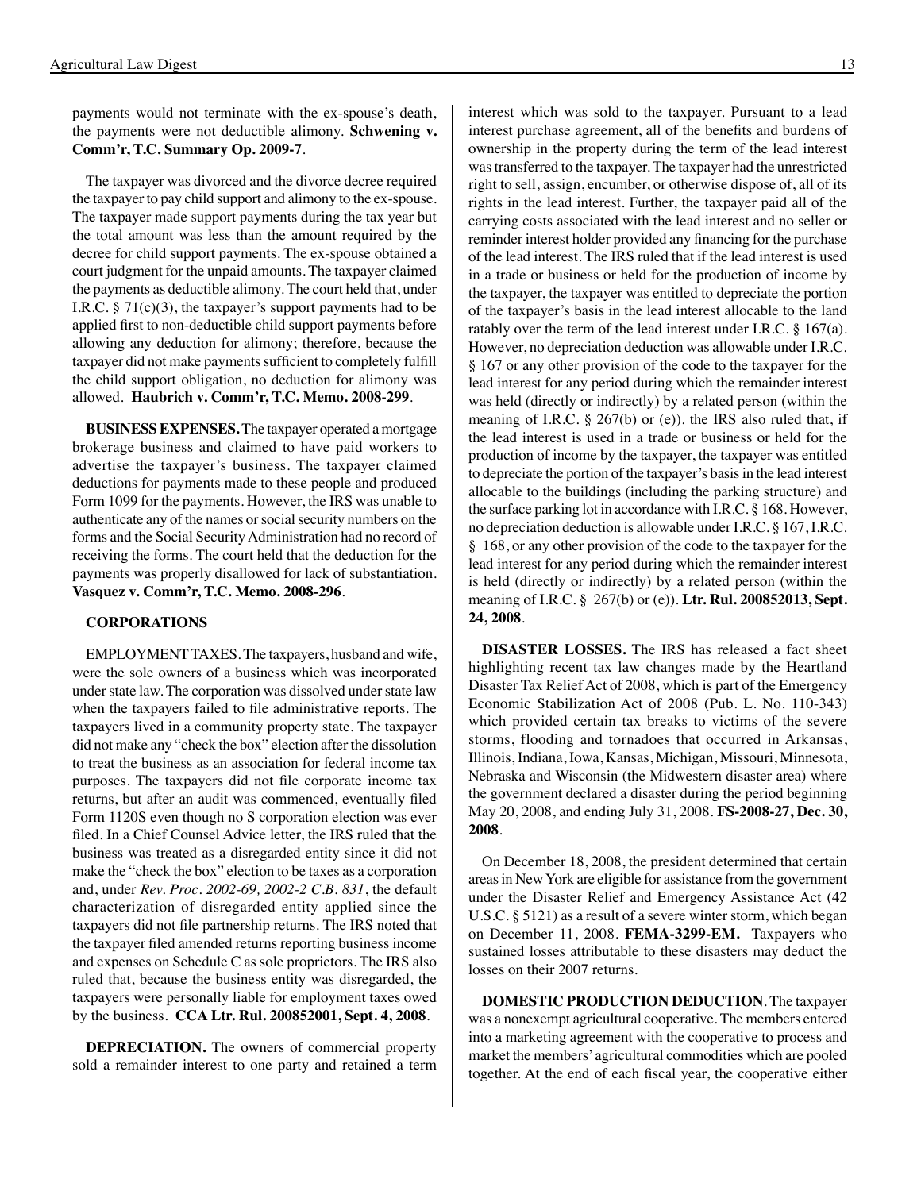payments would not terminate with the ex-spouse's death, the payments were not deductible alimony. **Schwening v. Comm'r, T.C. Summary Op. 2009-7**.

The taxpayer was divorced and the divorce decree required the taxpayer to pay child support and alimony to the ex-spouse. The taxpayer made support payments during the tax year but the total amount was less than the amount required by the decree for child support payments. The ex-spouse obtained a court judgment for the unpaid amounts. The taxpayer claimed the payments as deductible alimony. The court held that, under I.R.C. § 71(c)(3), the taxpayer's support payments had to be applied first to non-deductible child support payments before allowing any deduction for alimony; therefore, because the taxpayer did not make payments sufficient to completely fulfill the child support obligation, no deduction for alimony was allowed. **Haubrich v. Comm'r, T.C. Memo. 2008-299**.

**BUSINESS EXPENSES.** The taxpayer operated a mortgage brokerage business and claimed to have paid workers to advertise the taxpayer's business. The taxpayer claimed deductions for payments made to these people and produced Form 1099 for the payments. However, the IRS was unable to authenticate any of the names or social security numbers on the forms and the Social Security Administration had no record of receiving the forms. The court held that the deduction for the payments was properly disallowed for lack of substantiation. **Vasquez v. Comm'r, T.C. Memo. 2008-296**.

**CORPORATIONS**

EMPLOYMENT TAXES. The taxpayers, husband and wife, were the sole owners of a business which was incorporated under state law. The corporation was dissolved under state law when the taxpayers failed to file administrative reports. The taxpayers lived in a community property state. The taxpayer did not make any "check the box" election after the dissolution to treat the business as an association for federal income tax purposes. The taxpayers did not file corporate income tax returns, but after an audit was commenced, eventually filed Form 1120S even though no S corporation election was ever filed. In a Chief Counsel Advice letter, the IRS ruled that the business was treated as a disregarded entity since it did not make the "check the box" election to be taxes as a corporation and, under *Rev. Proc. 2002-69, 2002-2 C.B. 831*, the default characterization of disregarded entity applied since the taxpayers did not file partnership returns. The IRS noted that the taxpayer filed amended returns reporting business income and expenses on Schedule C as sole proprietors. The IRS also ruled that, because the business entity was disregarded, the taxpayers were personally liable for employment taxes owed by the business. **CCA Ltr. Rul. 200852001, Sept. 4, 2008**.

**DEPRECIATION.** The owners of commercial property sold a remainder interest to one party and retained a term interest which was sold to the taxpayer. Pursuant to a lead interest purchase agreement, all of the benefits and burdens of ownership in the property during the term of the lead interest was transferred to the taxpayer. The taxpayer had the unrestricted right to sell, assign, encumber, or otherwise dispose of, all of its rights in the lead interest. Further, the taxpayer paid all of the carrying costs associated with the lead interest and no seller or reminder interest holder provided any financing for the purchase of the lead interest. The IRS ruled that if the lead interest is used in a trade or business or held for the production of income by the taxpayer, the taxpayer was entitled to depreciate the portion of the taxpayer's basis in the lead interest allocable to the land ratably over the term of the lead interest under I.R.C. § 167(a). However, no depreciation deduction was allowable under I.R.C. § 167 or any other provision of the code to the taxpayer for the lead interest for any period during which the remainder interest was held (directly or indirectly) by a related person (within the meaning of I.R.C. § 267(b) or (e)). the IRS also ruled that, if the lead interest is used in a trade or business or held for the production of income by the taxpayer, the taxpayer was entitled to depreciate the portion of the taxpayer's basis in the lead interest allocable to the buildings (including the parking structure) and the surface parking lot in accordance with I.R.C. § 168. However, no depreciation deduction is allowable under I.R.C. § 167, I.R.C. § 168, or any other provision of the code to the taxpayer for the lead interest for any period during which the remainder interest is held (directly or indirectly) by a related person (within the meaning of I.R.C. § 267(b) or (e)). **Ltr. Rul. 200852013, Sept. 24, 2008**.

**DISASTER LOSSES.** The IRS has released a fact sheet highlighting recent tax law changes made by the Heartland Disaster Tax Relief Act of 2008, which is part of the Emergency Economic Stabilization Act of 2008 (Pub. L. No. 110-343) which provided certain tax breaks to victims of the severe storms, flooding and tornadoes that occurred in Arkansas, Illinois, Indiana, Iowa, Kansas, Michigan, Missouri, Minnesota, Nebraska and Wisconsin (the Midwestern disaster area) where the government declared a disaster during the period beginning May 20, 2008, and ending July 31, 2008. **FS-2008-27, Dec. 30, 2008**.

On December 18, 2008, the president determined that certain areas in New York are eligible for assistance from the government under the Disaster Relief and Emergency Assistance Act (42 U.S.C. § 5121) as a result of a severe winter storm, which began on December 11, 2008. **FEMA-3299-EM.** Taxpayers who sustained losses attributable to these disasters may deduct the losses on their 2007 returns.

**DOMESTIC PRODUCTION DEDUCTION**. The taxpayer was a nonexempt agricultural cooperative. The members entered into a marketing agreement with the cooperative to process and market the members' agricultural commodities which are pooled together. At the end of each fiscal year, the cooperative either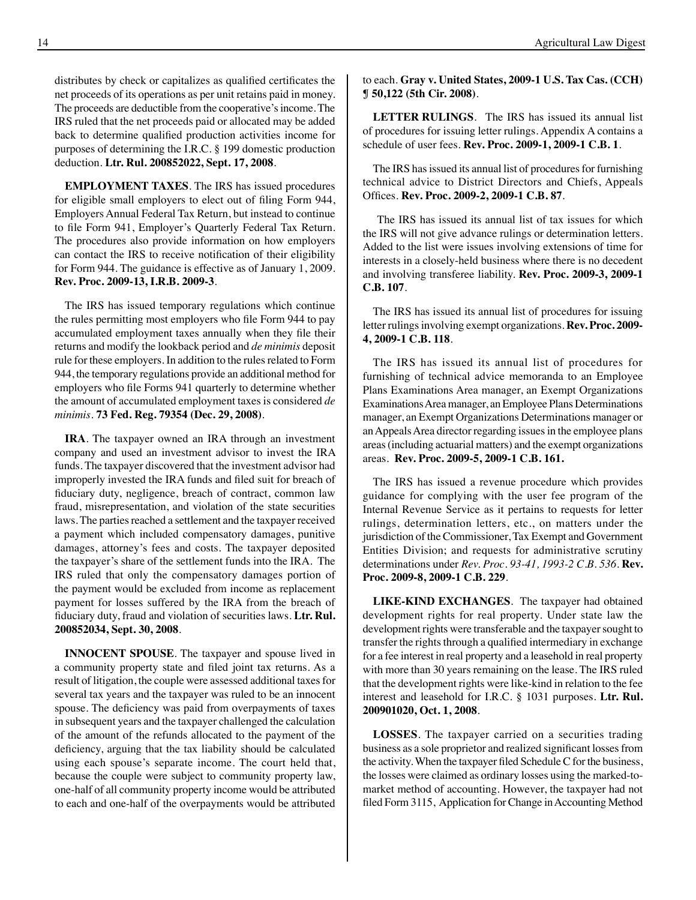distributes by check or capitalizes as qualified certificates the net proceeds of its operations as per unit retains paid in money. The proceeds are deductible from the cooperative's income. The IRS ruled that the net proceeds paid or allocated may be added back to determine qualified production activities income for purposes of determining the I.R.C. § 199 domestic production deduction. **Ltr. Rul. 200852022, Sept. 17, 2008**.

**EMPLOYMENT TAXES**. The IRS has issued procedures for eligible small employers to elect out of filing Form 944, Employers Annual Federal Tax Return, but instead to continue to file Form 941, Employer's Quarterly Federal Tax Return. The procedures also provide information on how employers can contact the IRS to receive notification of their eligibility for Form 944. The guidance is effective as of January 1, 2009. **Rev. Proc. 2009-13, I.R.B. 2009-3**.

The IRS has issued temporary regulations which continue the rules permitting most employers who file Form 944 to pay accumulated employment taxes annually when they file their returns and modify the lookback period and *de minimis* deposit rule for these employers. In addition to the rules related to Form 944, the temporary regulations provide an additional method for employers who file Forms 941 quarterly to determine whether the amount of accumulated employment taxes is considered *de minimis*. **73 Fed. Reg. 79354 (Dec. 29, 2008)**.

**IRA**. The taxpayer owned an IRA through an investment company and used an investment advisor to invest the IRA funds. The taxpayer discovered that the investment advisor had improperly invested the IRA funds and filed suit for breach of fiduciary duty, negligence, breach of contract, common law fraud, misrepresentation, and violation of the state securities laws. The parties reached a settlement and the taxpayer received a payment which included compensatory damages, punitive damages, attorney's fees and costs. The taxpayer deposited the taxpayer's share of the settlement funds into the IRA. The IRS ruled that only the compensatory damages portion of the payment would be excluded from income as replacement payment for losses suffered by the IRA from the breach of fiduciary duty, fraud and violation of securities laws. **Ltr. Rul. 200852034, Sept. 30, 2008**.

**INNOCENT SPOUSE**. The taxpayer and spouse lived in a community property state and filed joint tax returns. As a result of litigation, the couple were assessed additional taxes for several tax years and the taxpayer was ruled to be an innocent spouse. The deficiency was paid from overpayments of taxes in subsequent years and the taxpayer challenged the calculation of the amount of the refunds allocated to the payment of the deficiency, arguing that the tax liability should be calculated using each spouse's separate income. The court held that, because the couple were subject to community property law, one-half of all community property income would be attributed to each and one-half of the overpayments would be attributed to each. **Gray v. United States, 2009-1 U.S. Tax Cas. (CCH) ¶ 50,122 (5th Cir. 2008)**.

**LETTER RULINGS**. The IRS has issued its annual list of procedures for issuing letter rulings. Appendix A contains a schedule of user fees. **Rev. Proc. 2009-1, 2009-1 C.B. 1**.

The IRS has issued its annual list of procedures for furnishing technical advice to District Directors and Chiefs, Appeals Offices. **Rev. Proc. 2009-2, 2009-1 C.B. 87**.

The IRS has issued its annual list of tax issues for which the IRS will not give advance rulings or determination letters. Added to the list were issues involving extensions of time for interests in a closely-held business where there is no decedent and involving transferee liability. **Rev. Proc. 2009-3, 2009-1 C.B. 107**.

The IRS has issued its annual list of procedures for issuing letter rulings involving exempt organizations. **Rev. Proc. 2009-4, 2009-1 C.B. 118**.

The IRS has issued its annual list of procedures for furnishing of technical advice memoranda to an Employee Plans Examinations Area manager, an Exempt Organizations Examinations Area manager, an Employee Plans Determinations manager, an Exempt Organizations Determinations manager or an Appeals Area director regarding issues in the employee plans areas (including actuarial matters) and the exempt organizations areas. **Rev. Proc. 2009-5, 2009-1 C.B. 161.**

The IRS has issued a revenue procedure which provides guidance for complying with the user fee program of the Internal Revenue Service as it pertains to requests for letter rulings, determination letters, etc., on matters under the jurisdiction of the Commissioner, Tax Exempt and Government Entities Division; and requests for administrative scrutiny determinations under *Rev. Proc. 93-41, 1993-2 C.B. 536*. **Rev. Proc. 2009-8, 2009-1 C.B. 229**.

**LIKE-KIND EXCHANGES**. The taxpayer had obtained development rights for real property. Under state law the development rights were transferable and the taxpayer sought to transfer the rights through a qualified intermediary in exchange for a fee interest in real property and a leasehold in real property with more than 30 years remaining on the lease. The IRS ruled that the development rights were like-kind in relation to the fee interest and leasehold for I.R.C. § 1031 purposes. **Ltr. Rul. 200901020, Oct. 1, 2008**.

**LOSSES**. The taxpayer carried on a securities trading business as a sole proprietor and realized significant losses from the activity. When the taxpayer filed Schedule C for the business, the losses were claimed as ordinary losses using the marked-to-market method of accounting. However, the taxpayer had not filed Form 3115, Application for Change in Accounting Method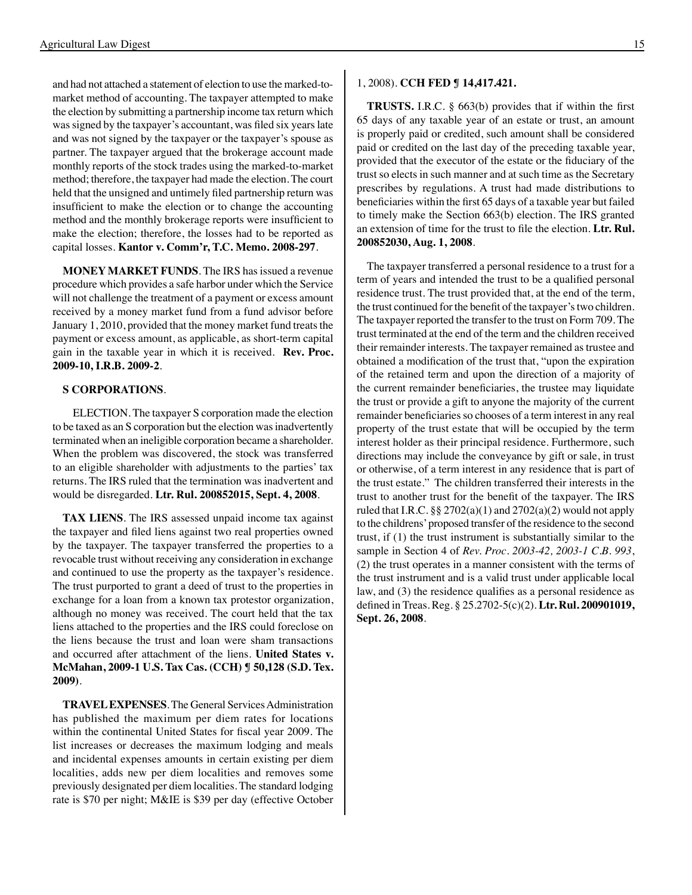and had not attached a statement of election to use the marked-to-market method of accounting. The taxpayer attempted to make the election by submitting a partnership income tax return which was signed by the taxpayer's accountant, was filed six years late and was not signed by the taxpayer or the taxpayer's spouse as partner. The taxpayer argued that the brokerage account made monthly reports of the stock trades using the marked-to-market method; therefore, the taxpayer had made the election. The court held that the unsigned and untimely filed partnership return was insufficient to make the election or to change the accounting method and the monthly brokerage reports were insufficient to make the election; therefore, the losses had to be reported as capital losses. **Kantor v. Comm'r, T.C. Memo. 2008-297**.

**MONEY MARKET FUNDS**. The IRS has issued a revenue procedure which provides a safe harbor under which the Service will not challenge the treatment of a payment or excess amount received by a money market fund from a fund advisor before January 1, 2010, provided that the money market fund treats the payment or excess amount, as applicable, as short-term capital gain in the taxable year in which it is received. **Rev. Proc. 2009-10, I.R.B. 2009-2**.

**S CORPORATIONS**.

ELECTION. The taxpayer S corporation made the election to be taxed as an S corporation but the election was inadvertently terminated when an ineligible corporation became a shareholder. When the problem was discovered, the stock was transferred to an eligible shareholder with adjustments to the parties' tax returns. The IRS ruled that the termination was inadvertent and would be disregarded. **Ltr. Rul. 200852015, Sept. 4, 2008**.

**TAX LIENS**. The IRS assessed unpaid income tax against the taxpayer and filed liens against two real properties owned by the taxpayer. The taxpayer transferred the properties to a revocable trust without receiving any consideration in exchange and continued to use the property as the taxpayer's residence. The trust purported to grant a deed of trust to the properties in exchange for a loan from a known tax protestor organization, although no money was received. The court held that the tax liens attached to the properties and the IRS could foreclose on the liens because the trust and loan were sham transactions and occurred after attachment of the liens. **United States v. McMahan, 2009-1 U.S. Tax Cas. (CCH) ¶ 50,128 (S.D. Tex. 2009)**.

**TRAVEL EXPENSES**. The General Services Administration has published the maximum per diem rates for locations within the continental United States for fiscal year 2009. The list increases or decreases the maximum lodging and meals and incidental expenses amounts in certain existing per diem localities, adds new per diem localities and removes some previously designated per diem localities. The standard lodging rate is $70 per night; M&IE is $39 per day (effective October 1, 2008). **CCH FED ¶ 14,417.421.**

**TRUSTS.** I.R.C. § 663(b) provides that if within the first 65 days of any taxable year of an estate or trust, an amount is properly paid or credited, such amount shall be considered paid or credited on the last day of the preceding taxable year, provided that the executor of the estate or the fiduciary of the trust so elects in such manner and at such time as the Secretary prescribes by regulations. A trust had made distributions to beneficiaries within the first 65 days of a taxable year but failed to timely make the Section 663(b) election. The IRS granted an extension of time for the trust to file the election. **Ltr. Rul. 200852030, Aug. 1, 2008**.

The taxpayer transferred a personal residence to a trust for a term of years and intended the trust to be a qualified personal residence trust. The trust provided that, at the end of the term, the trust continued for the benefit of the taxpayer's two children. The taxpayer reported the transfer to the trust on Form 709. The trust terminated at the end of the term and the children received their remainder interests. The taxpayer remained as trustee and obtained a modification of the trust that, "upon the expiration of the retained term and upon the direction of a majority of the current remainder beneficiaries, the trustee may liquidate the trust or provide a gift to anyone the majority of the current remainder beneficiaries so chooses of a term interest in any real property of the trust estate that will be occupied by the term interest holder as their principal residence. Furthermore, such directions may include the conveyance by gift or sale, in trust or otherwise, of a term interest in any residence that is part of the trust estate." The children transferred their interests in the trust to another trust for the benefit of the taxpayer. The IRS ruled that I.R.C. §§ 2702(a)(1) and 2702(a)(2) would not apply to the childrens' proposed transfer of the residence to the second trust, if (1) the trust instrument is substantially similar to the sample in Section 4 of *Rev. Proc. 2003-42, 2003-1 C.B. 993*, (2) the trust operates in a manner consistent with the terms of the trust instrument and is a valid trust under applicable local law, and (3) the residence qualifies as a personal residence as defined in Treas. Reg. § 25.2702-5(c)(2). **Ltr. Rul. 200901019, Sept. 26, 2008**.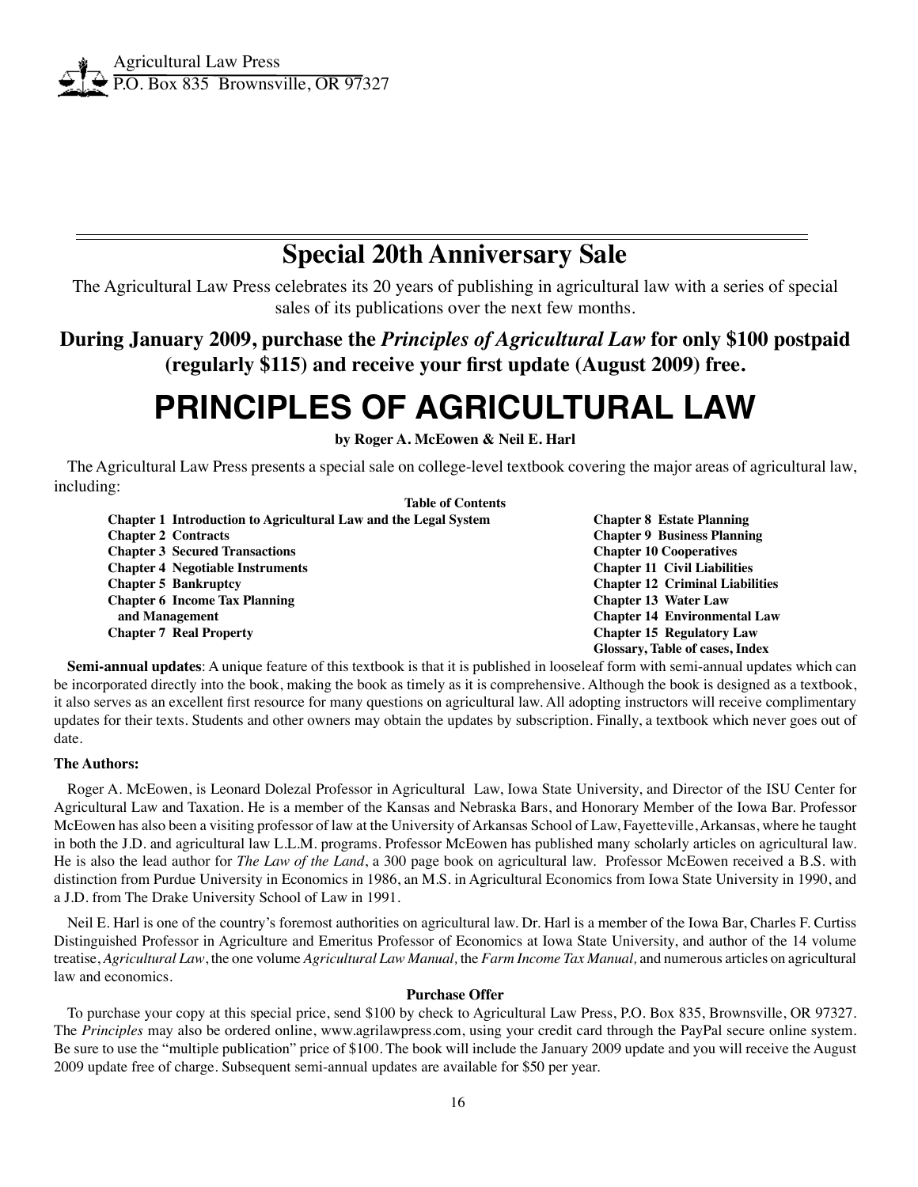Agricultural Law Press
P.O. Box 835 Brownsville, OR 97327

## Special 20th Anniversary Sale

The Agricultural Law Press celebrates its 20 years of publishing in agricultural law with a series of special sales of its publications over the next few months.

**During January 2009, purchase the *Principles of Agricultural Law* for only \$100 postpaid (regularly \$115) and receive your first update (August 2009) free.**

# PRINCIPLES OF AGRICULTURAL LAW

**by Roger A. McEowen & Neil E. Harl**

The Agricultural Law Press presents a special sale on college-level textbook covering the major areas of agricultural law, including:

**Table of Contents**

- **Chapter 1 Introduction to Agricultural Law and the Legal System**
- **Chapter 2 Contracts**
- **Chapter 3 Secured Transactions**
- **Chapter 4 Negotiable Instruments**
- **Chapter 5 Bankruptcy**
- **Chapter 6 Income Tax Planning and Management**
- **Chapter 7 Real Property**
- **Chapter 8 Estate Planning**
- **Chapter 9 Business Planning**
- **Chapter 10 Cooperatives**
- **Chapter 11 Civil Liabilities**
- **Chapter 12 Criminal Liabilities**
- **Chapter 13 Water Law**
- **Chapter 14 Environmental Law**
- **Chapter 15 Regulatory Law**
- **Glossary, Table of cases, Index**

**Semi-annual updates**: A unique feature of this textbook is that it is published in looseleaf form with semi-annual updates which can be incorporated directly into the book, making the book as timely as it is comprehensive. Although the book is designed as a textbook, it also serves as an excellent first resource for many questions on agricultural law. All adopting instructors will receive complimentary updates for their texts. Students and other owners may obtain the updates by subscription. Finally, a textbook which never goes out of date.

**The Authors:**

Roger A. McEowen, is Leonard Dolezal Professor in Agricultural Law, Iowa State University, and Director of the ISU Center for Agricultural Law and Taxation. He is a member of the Kansas and Nebraska Bars, and Honorary Member of the Iowa Bar. Professor McEowen has also been a visiting professor of law at the University of Arkansas School of Law, Fayetteville, Arkansas, where he taught in both the J.D. and agricultural law L.L.M. programs. Professor McEowen has published many scholarly articles on agricultural law. He is also the lead author for *The Law of the Land*, a 300 page book on agricultural law. Professor McEowen received a B.S. with distinction from Purdue University in Economics in 1986, an M.S. in Agricultural Economics from Iowa State University in 1990, and a J.D. from The Drake University School of Law in 1991.

Neil E. Harl is one of the country's foremost authorities on agricultural law. Dr. Harl is a member of the Iowa Bar, Charles F. Curtiss Distinguished Professor in Agriculture and Emeritus Professor of Economics at Iowa State University, and author of the 14 volume treatise, *Agricultural Law*, the one volume *Agricultural Law Manual,* the *Farm Income Tax Manual,* and numerous articles on agricultural law and economics.

**Purchase Offer**

To purchase your copy at this special price, send \$100 by check to Agricultural Law Press, P.O. Box 835, Brownsville, OR 97327. The *Principles* may also be ordered online, www.agrilawpress.com, using your credit card through the PayPal secure online system. Be sure to use the "multiple publication" price of \$100. The book will include the January 2009 update and you will receive the August 2009 update free of charge. Subsequent semi-annual updates are available for \$50 per year.